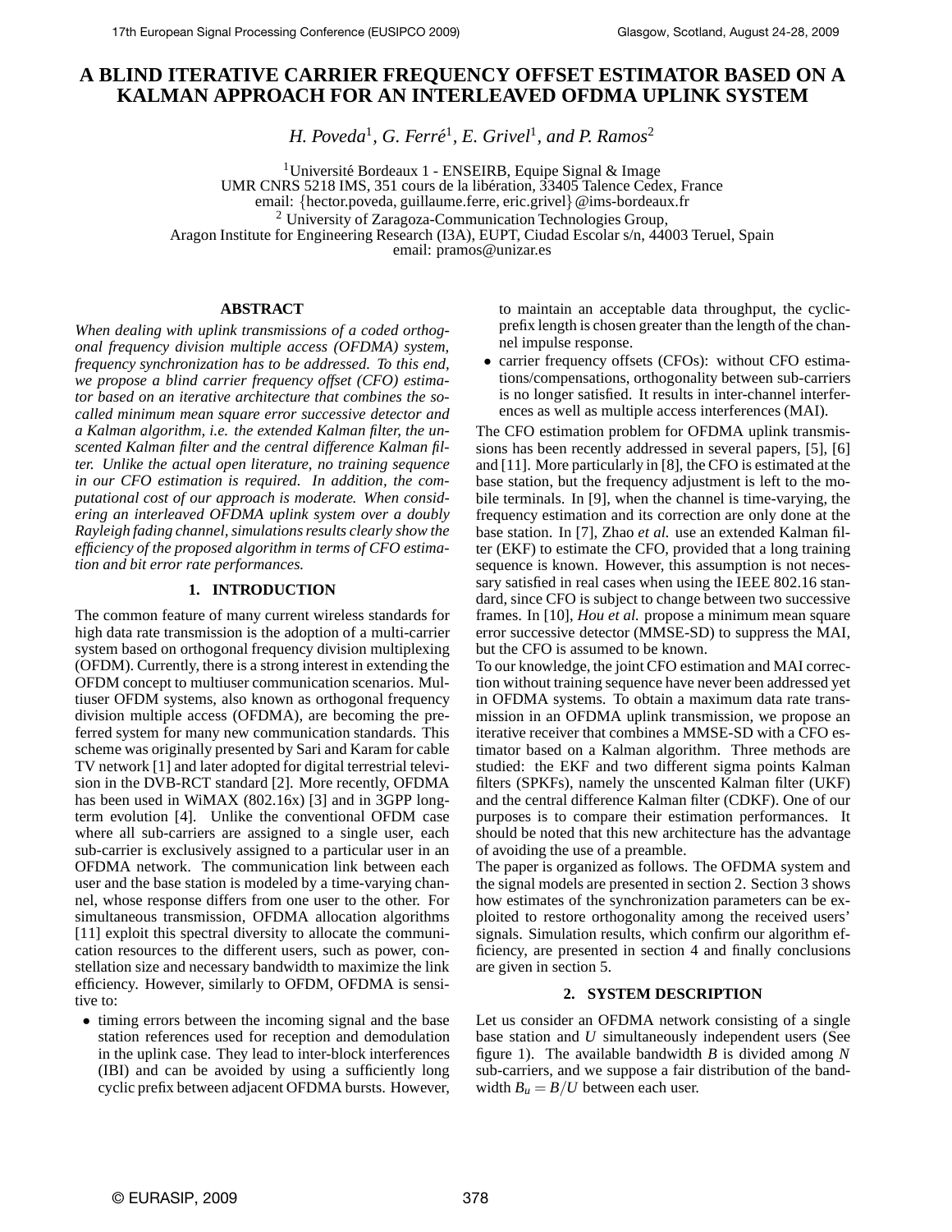# A BLIND ITERATIVE CARRIER FREQUENCY OFFSET ESTIMATOR BASED ON A KALMAN APPROACH FOR AN INTERLEAVED OFDMA UPLINK SYSTEM

*H. Poveda*[1], *G. Ferré*[1], *E. Grivel*[1], *and P. Ramos*[2]

[1]Université Bordeaux 1 - ENSEIRB, Equipe Signal & Image
UMR CNRS 5218 IMS, 351 cours de la libération, 33405 Talence Cedex, France
email: {hector.poveda, guillaume.ferre, eric.grivel}@ims-bordeaux.fr
[2] University of Zaragoza-Communication Technologies Group,
Aragon Institute for Engineering Research (I3A), EUPT, Ciudad Escolar s/n, 44003 Teruel, Spain
email: pramos@unizar.es

## ABSTRACT

*When dealing with uplink transmissions of a coded orthogonal frequency division multiple access (OFDMA) system, frequency synchronization has to be addressed. To this end, we propose a blind carrier frequency offset (CFO) estimator based on an iterative architecture that combines the so-called minimum mean square error successive detector and a Kalman algorithm, i.e. the extended Kalman filter, the unscented Kalman filter and the central difference Kalman filter. Unlike the actual open literature, no training sequence in our CFO estimation is required. In addition, the computational cost of our approach is moderate. When considering an interleaved OFDMA uplink system over a doubly Rayleigh fading channel, simulations results clearly show the efficiency of the proposed algorithm in terms of CFO estimation and bit error rate performances.*

## 1. INTRODUCTION

The common feature of many current wireless standards for high data rate transmission is the adoption of a multi-carrier system based on orthogonal frequency division multiplexing (OFDM). Currently, there is a strong interest in extending the OFDM concept to multiuser communication scenarios. Multiuser OFDM systems, also known as orthogonal frequency division multiple access (OFDMA), are becoming the preferred system for many new communication standards. This scheme was originally presented by Sari and Karam for cable TV network [1] and later adopted for digital terrestrial television in the DVB-RCT standard [2]. More recently, OFDMA has been used in WiMAX (802.16x) [3] and in 3GPP long-term evolution [4]. Unlike the conventional OFDM case where all sub-carriers are assigned to a single user, each sub-carrier is exclusively assigned to a particular user in an OFDMA network. The communication link between each user and the base station is modeled by a time-varying channel, whose response differs from one user to the other. For simultaneous transmission, OFDMA allocation algorithms [11] exploit this spectral diversity to allocate the communication resources to the different users, such as power, constellation size and necessary bandwidth to maximize the link efficiency. However, similarly to OFDM, OFDMA is sensitive to:

- timing errors between the incoming signal and the base station references used for reception and demodulation in the uplink case. They lead to inter-block interferences (IBI) and can be avoided by using a sufficiently long cyclic prefix between adjacent OFDMA bursts. However, to maintain an acceptable data throughput, the cyclic-prefix length is chosen greater than the length of the channel impulse response.
- carrier frequency offsets (CFOs): without CFO estimations/compensations, orthogonality between sub-carriers is no longer satisfied. It results in inter-channel interferences as well as multiple access interferences (MAI).

The CFO estimation problem for OFDMA uplink transmissions has been recently addressed in several papers, [5], [6] and [11]. More particularly in [8], the CFO is estimated at the base station, but the frequency adjustment is left to the mobile terminals. In [9], when the channel is time-varying, the frequency estimation and its correction are only done at the base station. In [7], Zhao *et al.* use an extended Kalman filter (EKF) to estimate the CFO, provided that a long training sequence is known. However, this assumption is not necessary satisfied in real cases when using the IEEE 802.16 standard, since CFO is subject to change between two successive frames. In [10], *Hou et al.* propose a minimum mean square error successive detector (MMSE-SD) to suppress the MAI, but the CFO is assumed to be known.

To our knowledge, the joint CFO estimation and MAI correction without training sequence have never been addressed yet in OFDMA systems. To obtain a maximum data rate transmission in an OFDMA uplink transmission, we propose an iterative receiver that combines a MMSE-SD with a CFO estimator based on a Kalman algorithm. Three methods are studied: the EKF and two different sigma points Kalman filters (SPKFs), namely the unscented Kalman filter (UKF) and the central difference Kalman filter (CDKF). One of our purposes is to compare their estimation performances. It should be noted that this new architecture has the advantage of avoiding the use of a preamble.

The paper is organized as follows. The OFDMA system and the signal models are presented in section 2. Section 3 shows how estimates of the synchronization parameters can be exploited to restore orthogonality among the received users' signals. Simulation results, which confirm our algorithm efficiency, are presented in section 4 and finally conclusions are given in section 5.

## 2. SYSTEM DESCRIPTION

Let us consider an OFDMA network consisting of a single base station and $U$ simultaneously independent users (See figure 1). The available bandwidth $B$ is divided among $N$ sub-carriers, and we suppose a fair distribution of the bandwidth $B_u = B/U$ between each user.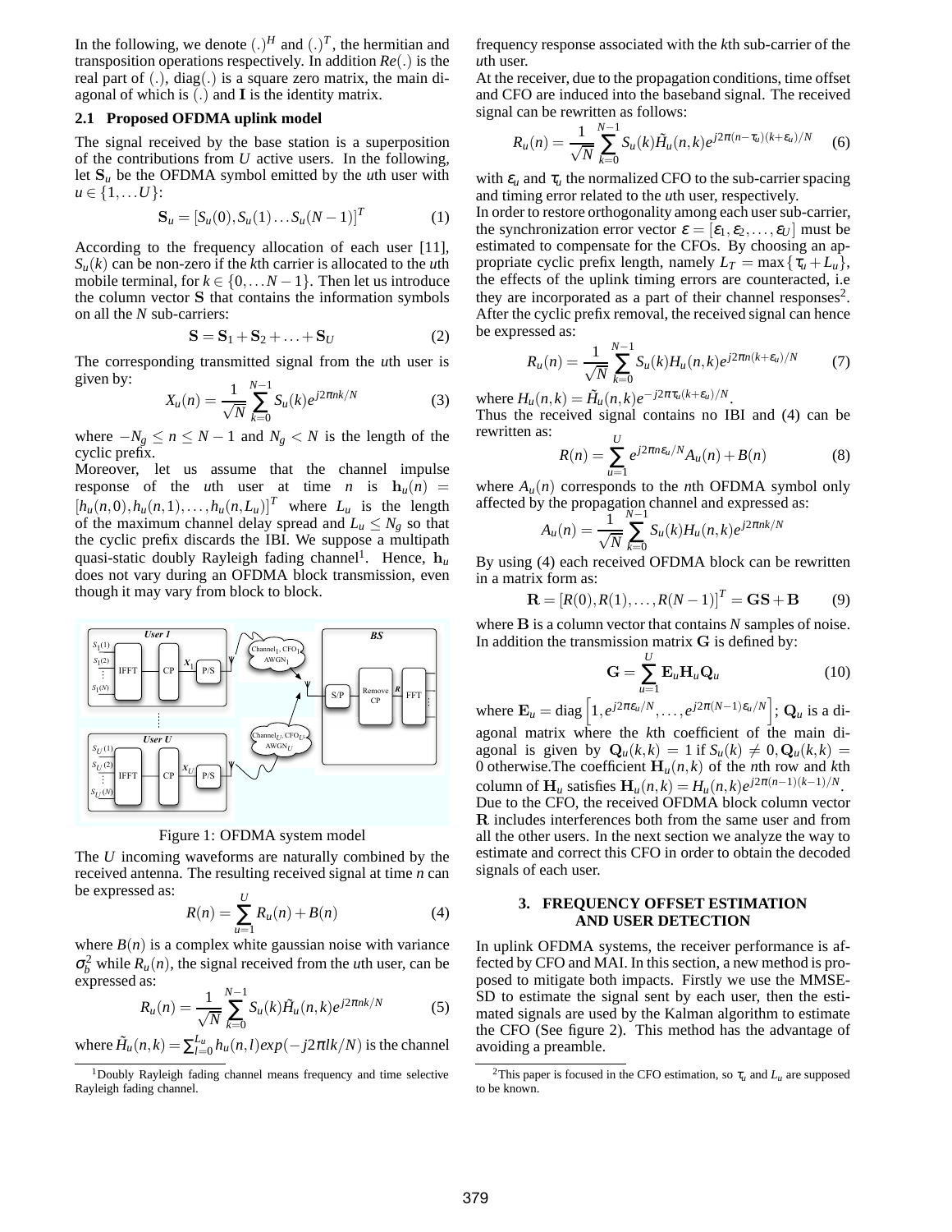In the following, we denote $(.)^H$ and $(.)^T$, the hermitian and transposition operations respectively. In addition $Re(.)$ is the real part of $(.)$, diag$(.)$ is a square zero matrix, the main diagonal of which is $(.)$ and $\mathbf{I}$ is the identity matrix.

### 2.1 Proposed OFDMA uplink model

The signal received by the base station is a superposition of the contributions from $U$ active users. In the following, let $\mathbf{S}_u$ be the OFDMA symbol emitted by the $u$th user with $u \in \{1, \dots U\}$:

$$\mathbf{S}_u = [S_u(0), S_u(1) \dots S_u(N-1)]^T \tag{1}$$

According to the frequency allocation of each user [11], $S_u(k)$ can be non-zero if the $k$th carrier is allocated to the $u$th mobile terminal, for $k \in \{0, \dots N-1\}$. Then let us introduce the column vector $\mathbf{S}$ that contains the information symbols on all the $N$ sub-carriers:

$$\mathbf{S} = \mathbf{S}_1 + \mathbf{S}_2 + \dots + \mathbf{S}_U \tag{2}$$

The corresponding transmitted signal from the $u$th user is given by:

$$X_u(n) = \frac{1}{\sqrt{N}} \sum_{k=0}^{N-1} S_u(k) e^{j2\pi nk/N} \tag{3}$$

where $-N_g \leq n \leq N-1$ and $N_g < N$ is the length of the cyclic prefix.

Moreover, let us assume that the channel impulse response of the $u$th user at time $n$ is $\mathbf{h}_u(n) = [h_u(n,0), h_u(n,1), \dots, h_u(n,L_u)]^T$ where $L_u$ is the length of the maximum channel delay spread and $L_u \leq N_g$ so that the cyclic prefix discards the IBI. We suppose a multipath quasi-static doubly Rayleigh fading channel[1]. Hence, $\mathbf{h}_u$ does not vary during an OFDMA block transmission, even though it may vary from block to block.

Figure 1: OFDMA system model

The $U$ incoming waveforms are naturally combined by the received antenna. The resulting received signal at time $n$ can be expressed as:

$$R(n) = \sum_{u=1}^{U} R_u(n) + B(n) \tag{4}$$

where $B(n)$ is a complex white gaussian noise with variance $\sigma_b^2$ while $R_u(n)$, the signal received from the $u$th user, can be expressed as:

$$R_u(n) = \frac{1}{\sqrt{N}} \sum_{k=0}^{N-1} S_u(k) \tilde{H}_u(n,k) e^{j2\pi nk/N} \tag{5}$$

where $\tilde{H}_u(n,k) = \sum_{l=0}^{L_u} h_u(n,l) exp(-j2\pi lk/N)$ is the channel frequency response associated with the $k$th sub-carrier of the $u$th user.

At the receiver, due to the propagation conditions, time offset and CFO are induced into the baseband signal. The received signal can be rewritten as follows:

$$R_u(n) = \frac{1}{\sqrt{N}} \sum_{k=0}^{N-1} S_u(k) \tilde{H}_u(n,k) e^{j2\pi(n-\tau_u)(k+\varepsilon_u)/N} \tag{6}$$

with $\varepsilon_u$ and $\tau_u$ the normalized CFO to the sub-carrier spacing and timing error related to the $u$th user, respectively.

In order to restore orthogonality among each user sub-carrier, the synchronization error vector $\varepsilon = [\varepsilon_1, \varepsilon_2, \dots, \varepsilon_U]$ must be estimated to compensate for the CFOs. By choosing an appropriate cyclic prefix length, namely $L_T = \max\{\tau_u + L_u\}$, the effects of the uplink timing errors are counteracted, i.e they are incorporated as a part of their channel responses[2]. After the cyclic prefix removal, the received signal can hence be expressed as:

$$R_u(n) = \frac{1}{\sqrt{N}} \sum_{k=0}^{N-1} S_u(k) H_u(n,k) e^{j2\pi n(k+\varepsilon_u)/N} \tag{7}$$

where $H_u(n,k) = \tilde{H}_u(n,k) e^{-j2\pi\tau_u(k+\varepsilon_u)/N}$.

Thus the received signal contains no IBI and (4) can be rewritten as:

$$R(n) = \sum_{u=1}^{U} e^{j2\pi n\varepsilon_u/N} A_u(n) + B(n) \tag{8}$$

where $A_u(n)$ corresponds to the $n$th OFDMA symbol only affected by the propagation channel and expressed as:

$$A_u(n) = \frac{1}{\sqrt{N}} \sum_{k=0}^{N-1} S_u(k) H_u(n,k) e^{j2\pi nk/N}$$

By using (4) each received OFDMA block can be rewritten in a matrix form as:

$$\mathbf{R} = [R(0), R(1), \dots, R(N-1)]^T = \mathbf{GS} + \mathbf{B} \tag{9}$$

where $\mathbf{B}$ is a column vector that contains $N$ samples of noise. In addition the transmission matrix $\mathbf{G}$ is defined by:

$$\mathbf{G} = \sum_{u=1}^{U} \mathbf{E}_u \mathbf{H}_u \mathbf{Q}_u \tag{10}$$

where $\mathbf{E}_u = \text{diag}\left[1, e^{j2\pi\varepsilon_u/N}, \dots, e^{j2\pi(N-1)\varepsilon_u/N}\right]$; $\mathbf{Q}_u$ is a diagonal matrix where the $k$th coefficient of the main diagonal is given by $\mathbf{Q}_u(k,k) = 1$ if $S_u(k) \neq 0, \mathbf{Q}_u(k,k) = 0$ otherwise.The coefficient $\mathbf{H}_u(n,k)$ of the $n$th row and $k$th column of $\mathbf{H}_u$ satisfies $\mathbf{H}_u(n,k) = H_u(n,k) e^{j2\pi(n-1)(k-1)/N}$.

Due to the CFO, the received OFDMA block column vector $\mathbf{R}$ includes interferences both from the same user and from all the other users. In the next section we analyze the way to estimate and correct this CFO in order to obtain the decoded signals of each user.

## 3. FREQUENCY OFFSET ESTIMATION AND USER DETECTION

In uplink OFDMA systems, the receiver performance is affected by CFO and MAI. In this section, a new method is proposed to mitigate both impacts. Firstly we use the MMSE-SD to estimate the signal sent by each user, then the estimated signals are used by the Kalman algorithm to estimate the CFO (See figure 2). This method has the advantage of avoiding a preamble.

[1] Doubly Rayleigh fading channel means frequency and time selective Rayleigh fading channel.

[2] This paper is focused in the CFO estimation, so $\tau_u$ and $L_u$ are supposed to be known.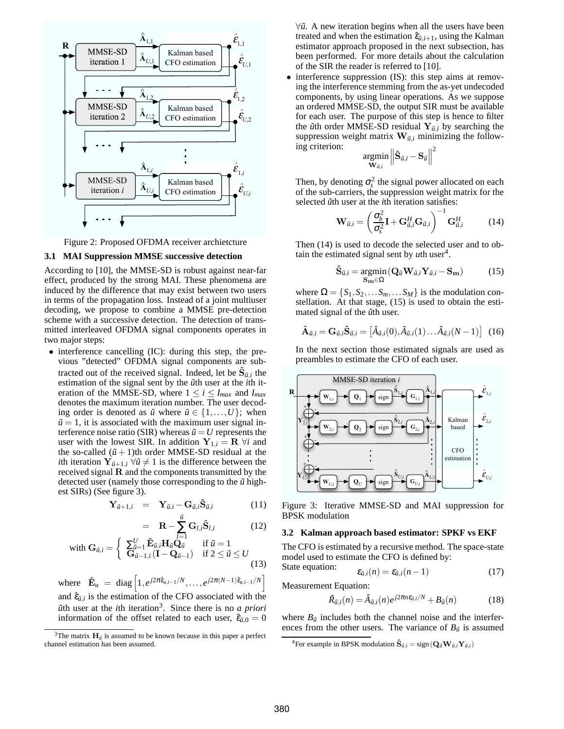Figure 2: Proposed OFDMA receiver archietcture

### 3.1 MAI Suppression MMSE successive detection

According to [10], the MMSE-SD is robust against near-far effect, produced by the strong MAI. These phenomena are induced by the difference that may exist between two users in terms of the propagation loss. Instead of a joint multiuser decoding, we propose to combine a MMSE pre-detection scheme with a successive detection. The detection of transmitted interleaved OFDMA signal components operates in two major steps:

- interference cancelling (IC): during this step, the previous "detected" OFDMA signal components are subtracted out of the received signal. Indeed, let be $\hat{\mathbf{S}}_{\tilde{u},i}$ the estimation of the signal sent by the $\tilde{u}$th user at the $i$th iteration of the MMSE-SD, where $1 \leq i \leq I_{max}$ and $I_{max}$ denotes the maximum iteration number. The user decoding order is denoted as $\tilde{u}$ where $\tilde{u} \in \{1, \ldots, U\}$; when $\tilde{u} = 1$, it is associated with the maximum user signal interference noise ratio (SIR) whereas $\tilde{u} = U$ represents the user with the lowest SIR. In addition $\mathbf{Y}_{1,i} = \mathbf{R}\ \forall i$ and the so-called $(\tilde{u}+1)$th order MMSE-SD residual at the $i$th iteration $\mathbf{Y}_{\tilde{u}+1,i}\ \forall \tilde{u} \neq 1$ is the difference between the received signal $\mathbf{R}$ and the components transmitted by the detected user (namely those corresponding to the $\tilde{u}$ highest SIRs) (See figure 3).

$$\mathbf{Y}_{\tilde{u}+1,i} = \mathbf{Y}_{\tilde{u},i} - \mathbf{G}_{\tilde{u},i}\hat{\mathbf{S}}_{\tilde{u},i} \tag{11}$$

$$= \mathbf{R} - \sum_{l=1}^{\tilde{u}} \mathbf{G}_{l,i}\hat{\mathbf{S}}_{l,i} \tag{12}$$

$$\text{with } \mathbf{G}_{\tilde{u},i} = \begin{cases} \sum_{\tilde{u}=1}^{U} \hat{\mathbf{E}}_{\tilde{u},i}\mathbf{H}_{\tilde{u}}\mathbf{Q}_{\tilde{u}} & \text{if } \tilde{u} = 1 \\ \mathbf{G}_{\tilde{u}-1,i}(\mathbf{I} - \mathbf{Q}_{\tilde{u}-1}) & \text{if } 2 \leq \tilde{u} \leq U \end{cases} \tag{13}$$

where $\hat{\mathbf{E}}_u = \text{diag}\left[1, e^{j2\pi\hat{\varepsilon}_{u,i-1}/N}, \ldots, e^{j2\pi(N-1)\hat{\varepsilon}_{u,i-1}/N}\right]$ and $\hat{\varepsilon}_{\tilde{u},i}$ is the estimation of the CFO associated with the $\tilde{u}$th user at the $i$th iteration[3]. Since there is no *a priori* information of the offset related to each user, $\hat{\varepsilon}_{\tilde{u},0} = 0$ $\forall \tilde{u}$. A new iteration begins when all the users have been treated and when the estimation $\hat{\varepsilon}_{\tilde{u},i+1}$, using the Kalman estimator approach proposed in the next subsection, has been performed. For more details about the calculation of the SIR the reader is referred to [10].

- interference suppression (IS): this step aims at removing the interference stemming from the as-yet undecoded components, by using linear operations. As we suppose an ordered MMSE-SD, the output SIR must be available for each user. The purpose of this step is hence to filter the $\tilde{u}$th order MMSE-SD residual $\mathbf{Y}_{\tilde{u},i}$ by searching the suppression weight matrix $\mathbf{W}_{\tilde{u},i}$ minimizing the following criterion:

$$\underset{\mathbf{W}_{\tilde{u},i}}{\text{argmin}} \left\| \hat{\mathbf{S}}_{\tilde{u},i} - \mathbf{S}_{\tilde{u}} \right\|^2$$

Then, by denoting $\sigma_s^2$ the signal power allocated on each of the sub-carriers, the suppression weight matrix for the selected $\tilde{u}$th user at the $i$th iteration satisfies:

$$\mathbf{W}_{\tilde{u},i} = \left(\frac{\sigma_b^2}{\sigma_s^2}\mathbf{I} + \mathbf{G}_{\tilde{u},i}^H \mathbf{G}_{\tilde{u},i}\right)^{-1} \mathbf{G}_{\tilde{u},i}^H \tag{14}$$

Then (14) is used to decode the selected user and to obtain the estimated signal sent by $u$th user[4].

$$\hat{\mathbf{S}}_{\tilde{u},i} = \underset{\mathbf{S_m} \in \Omega}{\text{argmin}} \left(\mathbf{Q}_{\tilde{u}}\mathbf{W}_{\tilde{u},i}\mathbf{Y}_{\tilde{u},i} - \mathbf{S_m}\right) \tag{15}$$

where $\Omega = \{S_1, S_2, \ldots S_m, \ldots S_M\}$ is the modulation constellation. At that stage, (15) is used to obtain the estimated signal of the $\tilde{u}$th user.

$$\hat{\mathbf{A}}_{\tilde{u},i} = \mathbf{G}_{\tilde{u},i}\hat{\mathbf{S}}_{\tilde{u},i} = \left[\hat{A}_{\tilde{u},i}(0), \hat{A}_{\tilde{u},i}(1) \ldots \hat{A}_{\tilde{u},i}(N-1)\right] \tag{16}$$

In the next section those estimated signals are used as preambles to estimate the CFO of each user.

Figure 3: Iterative MMSE-SD and MAI suppression for BPSK modulation

### 3.2 Kalman approach based estimator: SPKF vs EKF

The CFO is estimated by a recursive method. The space-state model used to estimate the CFO is defined by:

State equation:

$$\varepsilon_{\tilde{u},i}(n) = \varepsilon_{\tilde{u},i}(n-1) \tag{17}$$

Measurement Equation:

$$\hat{R}_{\tilde{u},i}(n) = \hat{A}_{\tilde{u},i}(n)e^{j2\pi n\varepsilon_{\tilde{u},i}/N} + B_{\tilde{u}}(n) \tag{18}$$

where $B_{\tilde{u}}$ includes both the channel noise and the interferences from the other users. The variance of $B_{\tilde{u}}$ is assumed

[3] The matrix $\mathbf{H}_{\tilde{u}}$ is assumed to be known because in this paper a perfect channel estimation has been assumed.

[4] For example in BPSK modulation $\hat{\mathbf{S}}_{\tilde{u},i} = \text{sign}\left(\mathbf{Q}_{\tilde{u}}\mathbf{W}_{\tilde{u},i}\mathbf{Y}_{\tilde{u},i}\right)$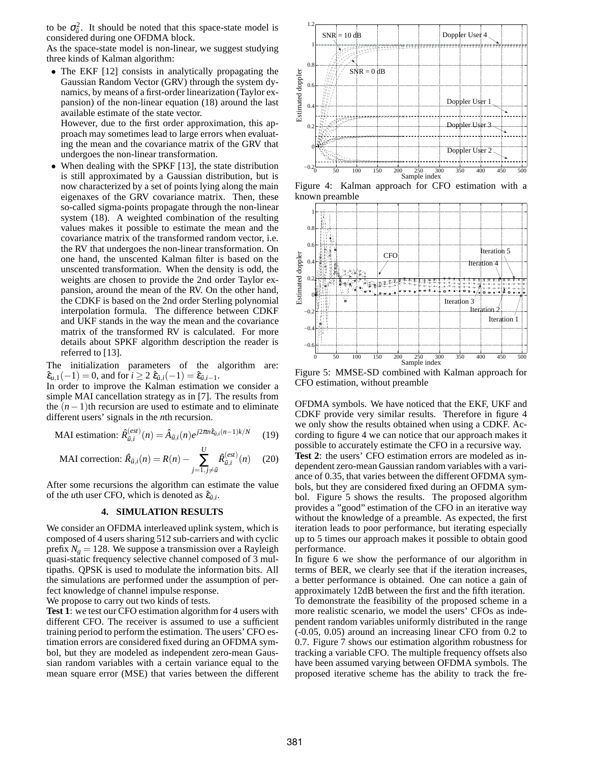to be $\sigma_{\tilde{u}}^2$. It should be noted that this space-state model is considered during one OFDMA block.

As the space-state model is non-linear, we suggest studying three kinds of Kalman algorithm:

- The EKF [12] consists in analytically propagating the Gaussian Random Vector (GRV) through the system dynamics, by means of a first-order linearization (Taylor expansion) of the non-linear equation (18) around the last available estimate of the state vector.
  However, due to the first order approximation, this approach may sometimes lead to large errors when evaluating the mean and the covariance matrix of the GRV that undergoes the non-linear transformation.
- When dealing with the SPKF [13], the state distribution is still approximated by a Gaussian distribution, but is now characterized by a set of points lying along the main eigenaxes of the GRV covariance matrix. Then, these so-called sigma-points propagate through the non-linear system (18). A weighted combination of the resulting values makes it possible to estimate the mean and the covariance matrix of the transformed random vector, i.e. the RV that undergoes the non-linear transformation. On one hand, the unscented Kalman filter is based on the unscented transformation. When the density is odd, the weights are chosen to provide the 2nd order Taylor expansion, around the mean of the RV. On the other hand, the CDKF is based on the 2nd order Sterling polynomial interpolation formula. The difference between CDKF and UKF stands in the way the mean and the covariance matrix of the transformed RV is calculated. For more details about SPKF algorithm description the reader is referred to [13].

The initialization parameters of the algorithm are: $\hat{\varepsilon}_{u,1}(-1) = 0$, and for $i \geq 2$ $\hat{\varepsilon}_{\tilde{u},i}(-1) = \hat{\varepsilon}_{\tilde{u},i-1}$.

In order to improve the Kalman estimation we consider a simple MAI cancellation strategy as in [7]. The results from the $(n-1)$th recursion are used to estimate and to eliminate different users' signals in the $n$th recursion.

$$\text{MAI estimation: } \hat{R}_{\tilde{u},i}^{(est)}(n) = \hat{A}_{\tilde{u},i}(n) e^{j2\pi n \hat{\varepsilon}_{\tilde{u},i}(n-1)k/N} \quad (19)$$

$$\text{MAI correction: } \hat{R}_{\tilde{u},i}(n) = R(n) - \sum_{j=1, j \neq \tilde{u}}^{U} \hat{R}_{\tilde{u},i}^{(est)}(n) \quad (20)$$

After some recursions the algorithm can estimate the value of the $u$th user CFO, which is denoted as $\hat{\varepsilon}_{\tilde{u},i}$.

## 4. SIMULATION RESULTS

We consider an OFDMA interleaved uplink system, which is composed of 4 users sharing 512 sub-carriers and with cyclic prefix $N_g = 128$. We suppose a transmission over a Rayleigh quasi-static frequency selective channel composed of 3 multipaths. QPSK is used to modulate the information bits. All the simulations are performed under the assumption of perfect knowledge of channel impulse response.

We propose to carry out two kinds of tests.

**Test 1**: we test our CFO estimation algorithm for 4 users with different CFO. The receiver is assumed to use a sufficient training period to perform the estimation. The users' CFO estimation errors are considered fixed during an OFDMA symbol, but they are modeled as independent zero-mean Gaussian random variables with a certain variance equal to the mean square error (MSE) that varies between the different OFDMA symbols. We have noticed that the EKF, UKF and CDKF provide very similar results. Therefore in figure 4 we only show the results obtained when using a CDKF. According to figure 4 we can notice that our approach makes it possible to accurately estimate the CFO in a recursive way.

Figure 4: Kalman approach for CFO estimation with a known preamble

Figure 5: MMSE-SD combined with Kalman approach for CFO estimation, without preamble

**Test 2**: the users' CFO estimation errors are modeled as independent zero-mean Gaussian random variables with a variance of 0.35, that varies between the different OFDMA symbols, but they are considered fixed during an OFDMA symbol. Figure 5 shows the results. The proposed algorithm provides a "good" estimation of the CFO in an iterative way without the knowledge of a preamble. As expected, the first iteration leads to poor performance, but iterating especially up to 5 times our approach makes it possible to obtain good performance.

In figure 6 we show the performance of our algorithm in terms of BER, we clearly see that if the iteration increases, a better performance is obtained. One can notice a gain of approximately 12dB between the first and the fifth iteration.

To demonstrate the feasibility of the proposed scheme in a more realistic scenario, we model the users' CFOs as independent random variables uniformly distributed in the range (-0.05, 0.05) around an increasing linear CFO from 0.2 to 0.7. Figure 7 shows our estimation algorithm robustness for tracking a variable CFO. The multiple frequency offsets also have been assumed varying between OFDMA symbols. The proposed iterative scheme has the ability to track the fre-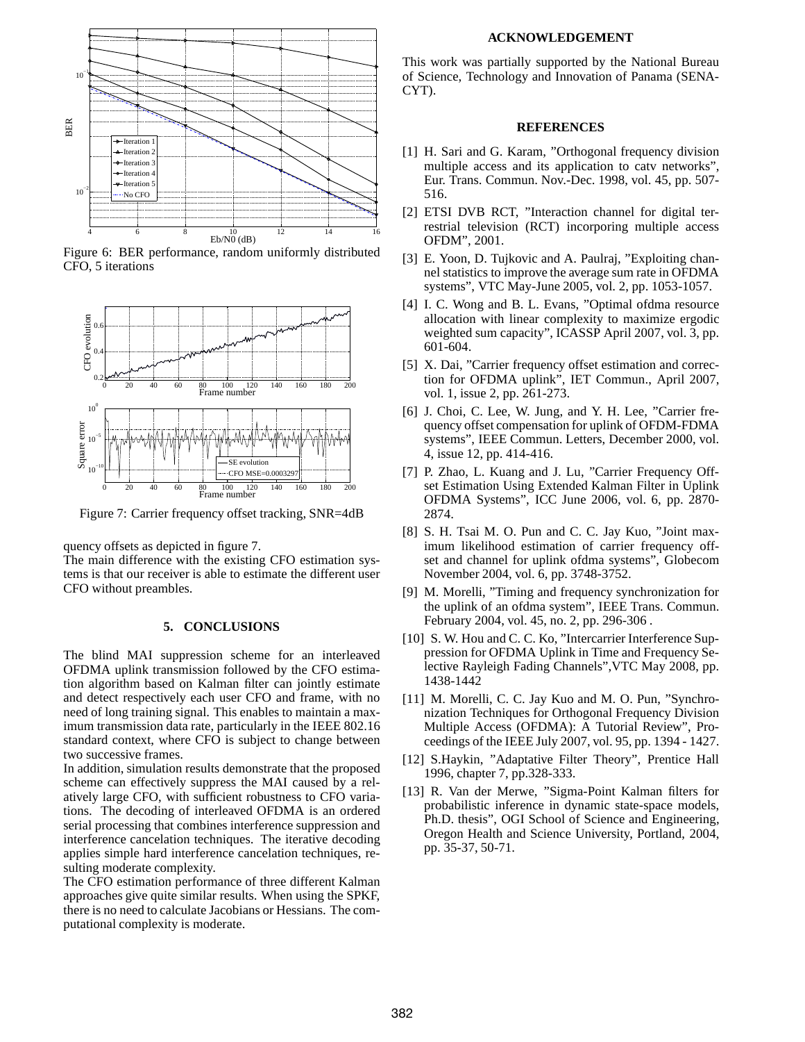BER

Iteration 1
Iteration 2
Iteration 3
Iteration 4
Iteration 5
No CFO

$10^{-1}$

$10^{-2}$

4 6 8 10 12 14 16

Eb/N0 (dB)

Figure 6: BER performance, random uniformly distributed CFO, 5 iterations

CFO evolution

0.6
0.4
0.2

0 20 40 60 80 100 120 140 160 180 200

Frame number

Square error

$10^{0}$
$10^{-5}$
$10^{-10}$

SE evolution
CFO MSE=0.0003297

0 20 40 60 80 100 120 140 160 180 200

Frame number

Figure 7: Carrier frequency offset tracking, SNR=4dB

quency offsets as depicted in figure 7.

The main difference with the existing CFO estimation systems is that our receiver is able to estimate the different user CFO without preambles.

## 5. CONCLUSIONS

The blind MAI suppression scheme for an interleaved OFDMA uplink transmission followed by the CFO estimation algorithm based on Kalman filter can jointly estimate and detect respectively each user CFO and frame, with no need of long training signal. This enables to maintain a maximum transmission data rate, particularly in the IEEE 802.16 standard context, where CFO is subject to change between two successive frames.

In addition, simulation results demonstrate that the proposed scheme can effectively suppress the MAI caused by a relatively large CFO, with sufficient robustness to CFO variations. The decoding of interleaved OFDMA is an ordered serial processing that combines interference suppression and interference cancelation techniques. The iterative decoding applies simple hard interference cancelation techniques, resulting moderate complexity.

The CFO estimation performance of three different Kalman approaches give quite similar results. When using the SPKF, there is no need to calculate Jacobians or Hessians. The computational complexity is moderate.

## ACKNOWLEDGEMENT

This work was partially supported by the National Bureau of Science, Technology and Innovation of Panama (SENACYT).

## REFERENCES

[1] H. Sari and G. Karam, "Orthogonal frequency division multiple access and its application to catv networks", Eur. Trans. Commun. Nov.-Dec. 1998, vol. 45, pp. 507-516.

[2] ETSI DVB RCT, "Interaction channel for digital terrestrial television (RCT) incorporing multiple access OFDM", 2001.

[3] E. Yoon, D. Tujkovic and A. Paulraj, "Exploiting channel statistics to improve the average sum rate in OFDMA systems", VTC May-June 2005, vol. 2, pp. 1053-1057.

[4] I. C. Wong and B. L. Evans, "Optimal ofdma resource allocation with linear complexity to maximize ergodic weighted sum capacity", ICASSP April 2007, vol. 3, pp. 601-604.

[5] X. Dai, "Carrier frequency offset estimation and correction for OFDMA uplink", IET Commun., April 2007, vol. 1, issue 2, pp. 261-273.

[6] J. Choi, C. Lee, W. Jung, and Y. H. Lee, "Carrier frequency offset compensation for uplink of OFDM-FDMA systems", IEEE Commun. Letters, December 2000, vol. 4, issue 12, pp. 414-416.

[7] P. Zhao, L. Kuang and J. Lu, "Carrier Frequency Offset Estimation Using Extended Kalman Filter in Uplink OFDMA Systems", ICC June 2006, vol. 6, pp. 2870-2874.

[8] S. H. Tsai M. O. Pun and C. C. Jay Kuo, "Joint maximum likelihood estimation of carrier frequency offset and channel for uplink ofdma systems", Globecom November 2004, vol. 6, pp. 3748-3752.

[9] M. Morelli, "Timing and frequency synchronization for the uplink of an ofdma system", IEEE Trans. Commun. February 2004, vol. 45, no. 2, pp. 296-306 .

[10] S. W. Hou and C. C. Ko, "Intercarrier Interference Suppression for OFDMA Uplink in Time and Frequency Selective Rayleigh Fading Channels",VTC May 2008, pp. 1438-1442

[11] M. Morelli, C. C. Jay Kuo and M. O. Pun, "Synchronization Techniques for Orthogonal Frequency Division Multiple Access (OFDMA): A Tutorial Review", Proceedings of the IEEE July 2007, vol. 95, pp. 1394 - 1427.

[12] S.Haykin, "Adaptative Filter Theory", Prentice Hall 1996, chapter 7, pp.328-333.

[13] R. Van der Merwe, "Sigma-Point Kalman filters for probabilistic inference in dynamic state-space models, Ph.D. thesis", OGI School of Science and Engineering, Oregon Health and Science University, Portland, 2004, pp. 35-37, 50-71.